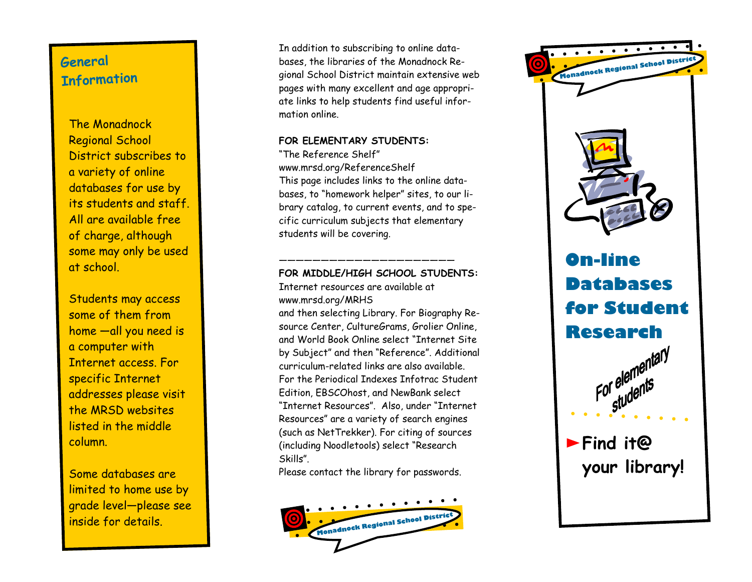## General Information

The Monadnock Regional School District subscribes to a variety of online databases for use by its students and staff. All are available free of charge, although some may only be used at school.

Students may access some of them from home —all you need is a computer with Internet access. For specific Internet addresses please visit the MRSD websites listed in the middle column.

Some databases are limited to home use by grade level—please see inside for details.

In addition to subscribing to online databases, the libraries of the Monadnock Regional School District maintain extensive web pages with many excellent and age appropriate links to help students find useful information online.

**FOR ELEMENTARY STUDENTS:**
"The Reference Shelf"
www.mrsd.org/ReferenceShelf
This page includes links to the online databases, to "homework helper" sites, to our library catalog, to current events, and to specific curriculum subjects that elementary students will be covering.

---

**FOR MIDDLE/HIGH SCHOOL STUDENTS:**
Internet resources are available at
www.mrsd.org/MRHS
and then selecting Library. For Biography Resource Center, CultureGrams, Grolier Online, and World Book Online select "Internet Site by Subject" and then "Reference". Additional curriculum-related links are also available. For the Periodical Indexes Infotrac Student Edition, EBSCOhost, and NewBank select "Internet Resources". Also, under "Internet Resources" are a variety of search engines (such as NetTrekker). For citing of sources (including Noodletools) select "Research Skills".
Please contact the library for passwords.

Monadnock Regional School District

Monadnock Regional School District

# On-line Databases for Student Research

*For elementary students*

► **Find it@ your library!**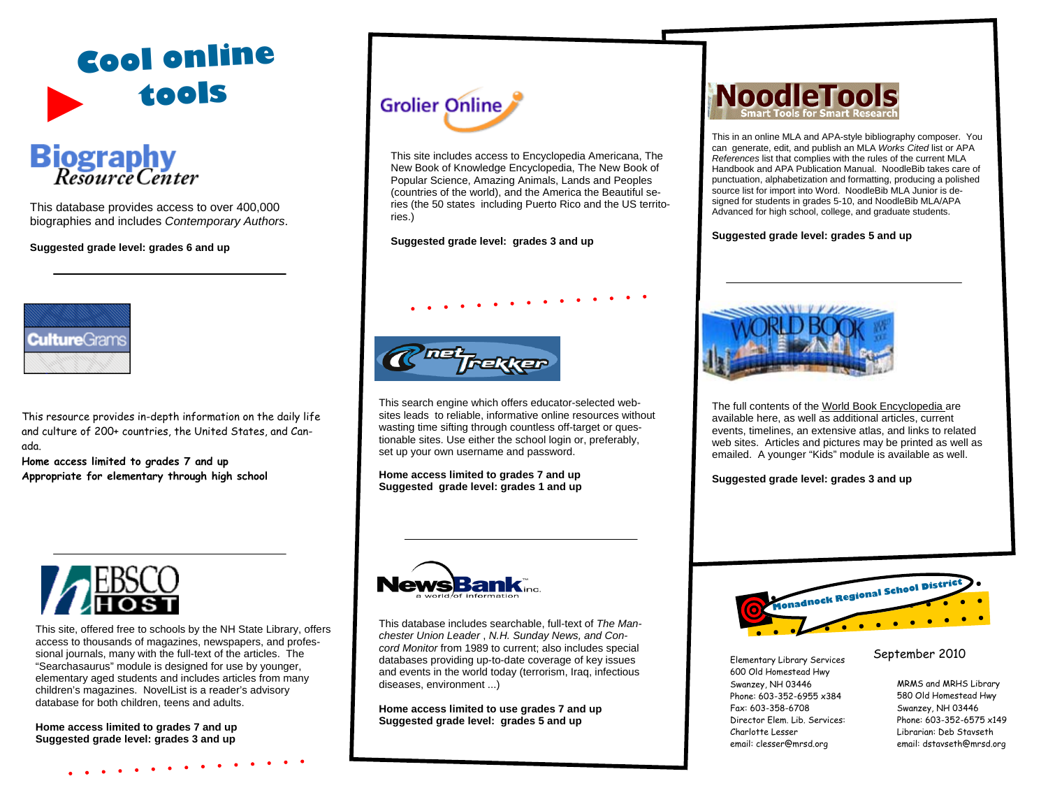# Cool online tools

## Biography Resource Center

This database provides access to over 400,000 biographies and includes *Contemporary Authors*.

**Suggested grade level: grades 6 and up**

## CultureGrams

This resource provides in-depth information on the daily life and culture of 200+ countries, the United States, and Canada.

**Home access limited to grades 7 and up**
**Appropriate for elementary through high school**

## EBSCO HOST

This site, offered free to schools by the NH State Library, offers access to thousands of magazines, newspapers, and professional journals, many with the full-text of the articles. The "Searchasaurus" module is designed for use by younger, elementary aged students and includes articles from many children's magazines. NovelList is a reader's advisory database for both children, teens and adults.

**Home access limited to grades 7 and up**
**Suggested grade level: grades 3 and up**

## Grolier Online

This site includes access to Encyclopedia Americana, The New Book of Knowledge Encyclopedia, The New Book of Popular Science, Amazing Animals, Lands and Peoples (countries of the world), and the America the Beautiful series (the 50 states including Puerto Rico and the US territories.)

**Suggested grade level: grades 3 and up**

## netTrekker

This search engine which offers educator-selected websites leads to reliable, informative online resources without wasting time sifting through countless off-target or questionable sites. Use either the school login or, preferably, set up your own username and password.

**Home access limited to grades 7 and up**
**Suggested grade level: grades 1 and up**

## NewsBank inc.

a world of information

This database includes searchable, full-text of *The Manchester Union Leader* , *N.H. Sunday News, and Concord Monitor* from 1989 to current; also includes special databases providing up-to-date coverage of key issues and events in the world today (terrorism, Iraq, infectious diseases, environment ...)

**Home access limited to use grades 7 and up**
**Suggested grade level: grades 5 and up**

## NoodleTools

Smart Tools for Smart Research

This in an online MLA and APA-style bibliography composer. You can generate, edit, and publish an MLA *Works Cited* list or APA *References* list that complies with the rules of the current MLA Handbook and APA Publication Manual. NoodleBib takes care of punctuation, alphabetization and formatting, producing a polished source list for import into Word. NoodleBib MLA Junior is designed for students in grades 5-10, and NoodleBib MLA/APA Advanced for high school, college, and graduate students.

**Suggested grade level: grades 5 and up**

## World Book

The full contents of the World Book Encyclopedia are available here, as well as additional articles, current events, timelines, an extensive atlas, and links to related web sites. Articles and pictures may be printed as well as emailed. A younger "Kids" module is available as well.

**Suggested grade level: grades 3 and up**

---

Monadnock Regional School District

September 2010

Elementary Library Services
600 Old Homestead Hwy
Swanzey, NH 03446
Phone: 603-352-6955 x384
Fax: 603-358-6708
Director Elem. Lib. Services: Charlotte Lesser
email: clesser@mrsd.org

MRMS and MRHS Library
580 Old Homestead Hwy
Swanzey, NH 03446
Phone: 603-352-6575 x149
Librarian: Deb Stavseth
email: dstavseth@mrsd.org